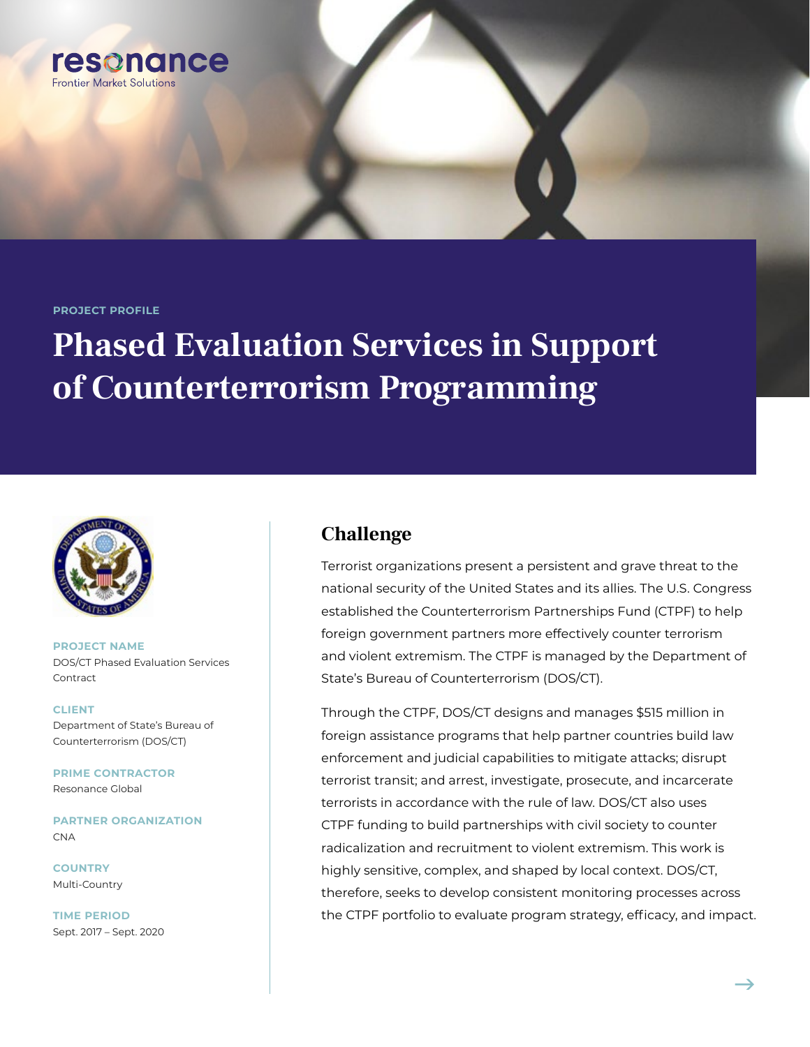resonance
Frontier Market Solutions

PROJECT PROFILE

# Phased Evaluation Services in Support of Counterterrorism Programming

**PROJECT NAME**
DOS/CT Phased Evaluation Services Contract

**CLIENT**
Department of State's Bureau of Counterterrorism (DOS/CT)

**PRIME CONTRACTOR**
Resonance Global

**PARTNER ORGANIZATION**
CNA

**COUNTRY**
Multi-Country

**TIME PERIOD**
Sept. 2017 – Sept. 2020

## Challenge

Terrorist organizations present a persistent and grave threat to the national security of the United States and its allies. The U.S. Congress established the Counterterrorism Partnerships Fund (CTPF) to help foreign government partners more effectively counter terrorism and violent extremism. The CTPF is managed by the Department of State's Bureau of Counterterrorism (DOS/CT).

Through the CTPF, DOS/CT designs and manages $515 million in foreign assistance programs that help partner countries build law enforcement and judicial capabilities to mitigate attacks; disrupt terrorist transit; and arrest, investigate, prosecute, and incarcerate terrorists in accordance with the rule of law. DOS/CT also uses CTPF funding to build partnerships with civil society to counter radicalization and recruitment to violent extremism. This work is highly sensitive, complex, and shaped by local context. DOS/CT, therefore, seeks to develop consistent monitoring processes across the CTPF portfolio to evaluate program strategy, efficacy, and impact.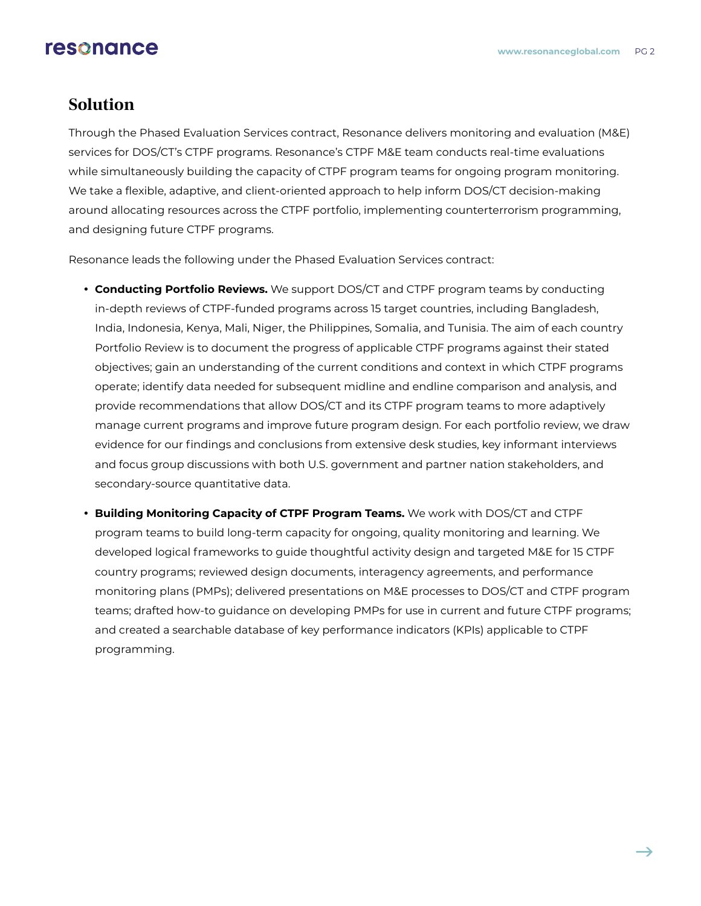## Solution

Through the Phased Evaluation Services contract, Resonance delivers monitoring and evaluation (M&E) services for DOS/CT's CTPF programs. Resonance's CTPF M&E team conducts real-time evaluations while simultaneously building the capacity of CTPF program teams for ongoing program monitoring. We take a flexible, adaptive, and client-oriented approach to help inform DOS/CT decision-making around allocating resources across the CTPF portfolio, implementing counterterrorism programming, and designing future CTPF programs.

Resonance leads the following under the Phased Evaluation Services contract:

- **Conducting Portfolio Reviews.** We support DOS/CT and CTPF program teams by conducting in-depth reviews of CTPF-funded programs across 15 target countries, including Bangladesh, India, Indonesia, Kenya, Mali, Niger, the Philippines, Somalia, and Tunisia. The aim of each country Portfolio Review is to document the progress of applicable CTPF programs against their stated objectives; gain an understanding of the current conditions and context in which CTPF programs operate; identify data needed for subsequent midline and endline comparison and analysis, and provide recommendations that allow DOS/CT and its CTPF program teams to more adaptively manage current programs and improve future program design. For each portfolio review, we draw evidence for our findings and conclusions from extensive desk studies, key informant interviews and focus group discussions with both U.S. government and partner nation stakeholders, and secondary-source quantitative data.

- **Building Monitoring Capacity of CTPF Program Teams.** We work with DOS/CT and CTPF program teams to build long-term capacity for ongoing, quality monitoring and learning. We developed logical frameworks to guide thoughtful activity design and targeted M&E for 15 CTPF country programs; reviewed design documents, interagency agreements, and performance monitoring plans (PMPs); delivered presentations on M&E processes to DOS/CT and CTPF program teams; drafted how-to guidance on developing PMPs for use in current and future CTPF programs; and created a searchable database of key performance indicators (KPIs) applicable to CTPF programming.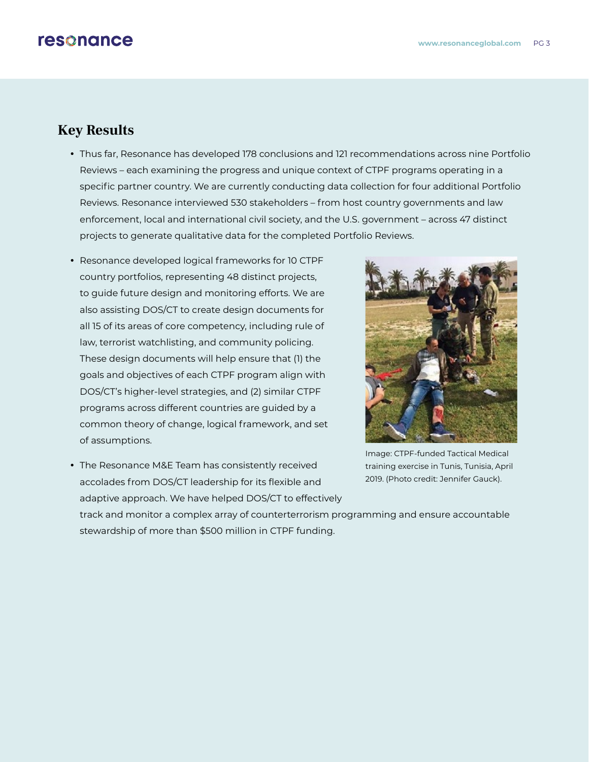## Key Results

- Thus far, Resonance has developed 178 conclusions and 121 recommendations across nine Portfolio Reviews – each examining the progress and unique context of CTPF programs operating in a specific partner country. We are currently conducting data collection for four additional Portfolio Reviews. Resonance interviewed 530 stakeholders – from host country governments and law enforcement, local and international civil society, and the U.S. government – across 47 distinct projects to generate qualitative data for the completed Portfolio Reviews.
- Resonance developed logical frameworks for 10 CTPF country portfolios, representing 48 distinct projects, to guide future design and monitoring efforts. We are also assisting DOS/CT to create design documents for all 15 of its areas of core competency, including rule of law, terrorist watchlisting, and community policing. These design documents will help ensure that (1) the goals and objectives of each CTPF program align with DOS/CT's higher-level strategies, and (2) similar CTPF programs across different countries are guided by a common theory of change, logical framework, and set of assumptions.
- The Resonance M&E Team has consistently received accolades from DOS/CT leadership for its flexible and adaptive approach. We have helped DOS/CT to effectively track and monitor a complex array of counterterrorism programming and ensure accountable stewardship of more than $500 million in CTPF funding.

Image: CTPF-funded Tactical Medical training exercise in Tunis, Tunisia, April 2019. (Photo credit: Jennifer Gauck).